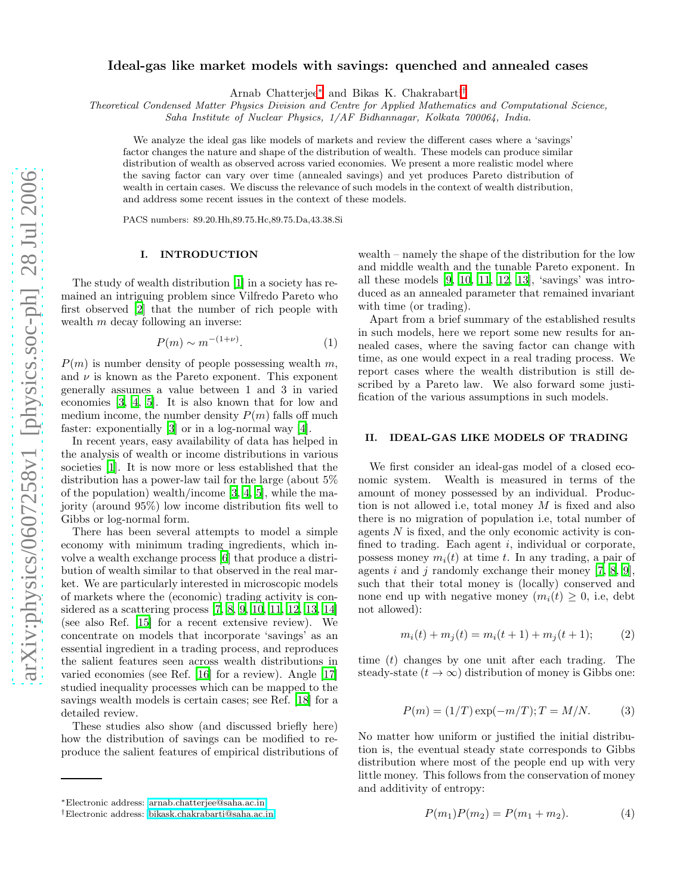# Ideal-gas like market models with savings: quenched and annealed cases

Arnab Chatterjee* and Bikas K. Chakrabarti†

*Theoretical Condensed Matter Physics Division and Centre for Applied Mathematics and Computational Science, Saha Institute of Nuclear Physics, 1/AF Bidhannagar, Kolkata 700064, India.*

We analyze the ideal gas like models of markets and review the different cases where a 'savings' factor changes the nature and shape of the distribution of wealth. These models can produce similar distribution of wealth as observed across varied economies. We present a more realistic model where the saving factor can vary over time (annealed savings) and yet produces Pareto distribution of wealth in certain cases. We discuss the relevance of such models in the context of wealth distribution, and address some recent issues in the context of these models.

PACS numbers: 89.20.Hh,89.75.Hc,89.75.Da,43.38.Si

## I. INTRODUCTION

The study of wealth distribution [1] in a society has remained an intriguing problem since Vilfredo Pareto who first observed [2] that the number of rich people with wealth $m$ decay following an inverse:

$$P(m) \sim m^{-(1+\nu)}. \tag{1}$$

$P(m)$ is number density of people possessing wealth $m$, and $\nu$ is known as the Pareto exponent. This exponent generally assumes a value between 1 and 3 in varied economies [3, 4, 5]. It is also known that for low and medium income, the number density $P(m)$ falls off much faster: exponentially [3] or in a log-normal way [4].

In recent years, easy availability of data has helped in the analysis of wealth or income distributions in various societies [1]. It is now more or less established that the distribution has a power-law tail for the large (about 5% of the population) wealth/income [3, 4, 5], while the majority (around 95%) low income distribution fits well to Gibbs or log-normal form.

There has been several attempts to model a simple economy with minimum trading ingredients, which involve a wealth exchange process [6] that produce a distribution of wealth similar to that observed in the real market. We are particularly interested in microscopic models of markets where the (economic) trading activity is considered as a scattering process [7, 8, 9, 10, 11, 12, 13, 14] (see also Ref. [15] for a recent extensive review). We concentrate on models that incorporate 'savings' as an essential ingredient in a trading process, and reproduces the salient features seen across wealth distributions in varied economies (see Ref. [16] for a review). Angle [17] studied inequality processes which can be mapped to the savings wealth models is certain cases; see Ref. [18] for a detailed review.

These studies also show (and discussed briefly here) how the distribution of savings can be modified to reproduce the salient features of empirical distributions of wealth – namely the shape of the distribution for the low and middle wealth and the tunable Pareto exponent. In all these models [9, 10, 11, 12, 13], 'savings' was introduced as an annealed parameter that remained invariant with time (or trading).

Apart from a brief summary of the established results in such models, here we report some new results for annealed cases, where the saving factor can change with time, as one would expect in a real trading process. We report cases where the wealth distribution is still described by a Pareto law. We also forward some justification of the various assumptions in such models.

## II. IDEAL-GAS LIKE MODELS OF TRADING

We first consider an ideal-gas model of a closed economic system. Wealth is measured in terms of the amount of money possessed by an individual. Production is not allowed i.e, total money $M$ is fixed and also there is no migration of population i.e, total number of agents $N$ is fixed, and the only economic activity is confined to trading. Each agent $i$, individual or corporate, possess money $m_i(t)$ at time $t$. In any trading, a pair of agents $i$ and $j$ randomly exchange their money [7, 8, 9], such that their total money is (locally) conserved and none end up with negative money ($m_i(t) \geq 0$, i.e, debt not allowed):

$$m_i(t) + m_j(t) = m_i(t+1) + m_j(t+1); \tag{2}$$

time ($t$) changes by one unit after each trading. The steady-state ($t \to \infty$) distribution of money is Gibbs one:

$$P(m) = (1/T)\exp(-m/T); T = M/N. \tag{3}$$

No matter how uniform or justified the initial distribution is, the eventual steady state corresponds to Gibbs distribution where most of the people end up with very little money. This follows from the conservation of money and additivity of entropy:

$$P(m_1)P(m_2) = P(m_1 + m_2). \tag{4}$$

*Electronic address: arnab.chatterjee@saha.ac.in

†Electronic address: bikask.chakrabarti@saha.ac.in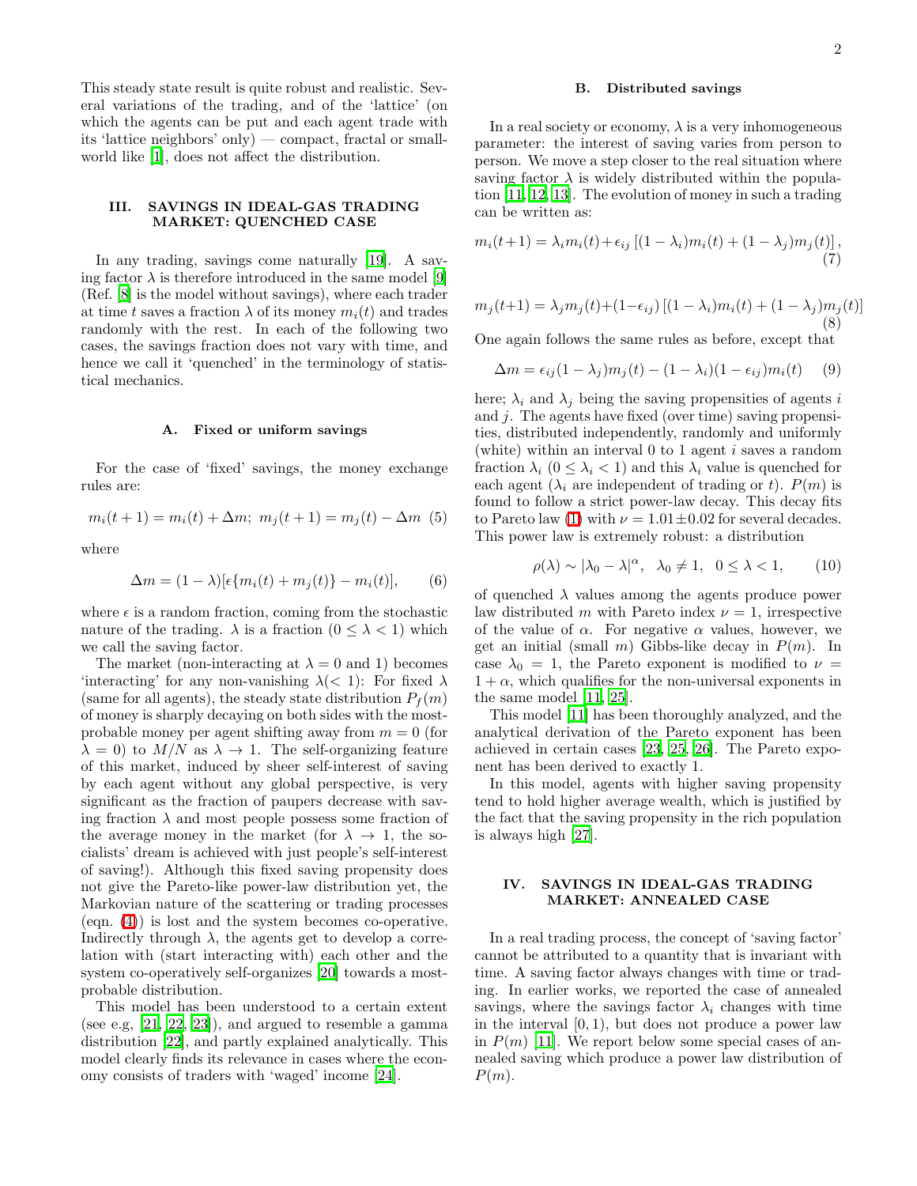This steady state result is quite robust and realistic. Several variations of the trading, and of the 'lattice' (on which the agents can be put and each agent trade with its 'lattice neighbors' only) — compact, fractal or small-world like [1], does not affect the distribution.

## III. SAVINGS IN IDEAL-GAS TRADING MARKET: QUENCHED CASE

In any trading, savings come naturally [19]. A saving factor $\lambda$ is therefore introduced in the same model [9] (Ref. [8] is the model without savings), where each trader at time $t$ saves a fraction $\lambda$ of its money $m_i(t)$ and trades randomly with the rest. In each of the following two cases, the savings fraction does not vary with time, and hence we call it 'quenched' in the terminology of statistical mechanics.

### A. Fixed or uniform savings

For the case of 'fixed' savings, the money exchange rules are:

$$m_i(t+1) = m_i(t) + \Delta m; \; m_j(t+1) = m_j(t) - \Delta m \quad (5)$$

where

$$\Delta m = (1-\lambda)[\epsilon\{m_i(t) + m_j(t)\} - m_i(t)], \qquad (6)$$

where $\epsilon$ is a random fraction, coming from the stochastic nature of the trading. $\lambda$ is a fraction ($0 \leq \lambda < 1$) which we call the saving factor.

The market (non-interacting at $\lambda = 0$ and 1) becomes 'interacting' for any non-vanishing $\lambda(< 1)$: For fixed $\lambda$ (same for all agents), the steady state distribution $P_f(m)$ of money is sharply decaying on both sides with the most-probable money per agent shifting away from $m = 0$ (for $\lambda = 0$) to $M/N$ as $\lambda \to 1$. The self-organizing feature of this market, induced by sheer self-interest of saving by each agent without any global perspective, is very significant as the fraction of paupers decrease with saving fraction $\lambda$ and most people possess some fraction of the average money in the market (for $\lambda \to 1$, the socialists' dream is achieved with just people's self-interest of saving!). Although this fixed saving propensity does not give the Pareto-like power-law distribution yet, the Markovian nature of the scattering or trading processes (eqn. (4)) is lost and the system becomes co-operative. Indirectly through $\lambda$, the agents get to develop a correlation with (start interacting with) each other and the system co-operatively self-organizes [20] towards a most-probable distribution.

This model has been understood to a certain extent (see e.g, [21, 22, 23]), and argued to resemble a gamma distribution [22], and partly explained analytically. This model clearly finds its relevance in cases where the economy consists of traders with 'waged' income [24].

### B. Distributed savings

In a real society or economy, $\lambda$ is a very inhomogeneous parameter: the interest of saving varies from person to person. We move a step closer to the real situation where saving factor $\lambda$ is widely distributed within the population [11, 12, 13]. The evolution of money in such a trading can be written as:

$$m_i(t+1) = \lambda_i m_i(t) + \epsilon_{ij}\left[(1-\lambda_i)m_i(t) + (1-\lambda_j)m_j(t)\right], \qquad (7)$$

$$m_j(t+1) = \lambda_j m_j(t) + (1-\epsilon_{ij})\left[(1-\lambda_i)m_i(t) + (1-\lambda_j)m_j(t)\right] \qquad (8)$$

One again follows the same rules as before, except that

$$\Delta m = \epsilon_{ij}(1-\lambda_j)m_j(t) - (1-\lambda_i)(1-\epsilon_{ij})m_i(t) \qquad (9)$$

here; $\lambda_i$ and $\lambda_j$ being the saving propensities of agents $i$ and $j$. The agents have fixed (over time) saving propensities, distributed independently, randomly and uniformly (white) within an interval 0 to 1 agent $i$ saves a random fraction $\lambda_i$ ($0 \leq \lambda_i < 1$) and this $\lambda_i$ value is quenched for each agent ($\lambda_i$ are independent of trading or $t$). $P(m)$ is found to follow a strict power-law decay. This decay fits to Pareto law (1) with $\nu = 1.01 \pm 0.02$ for several decades. This power law is extremely robust: a distribution

$$\rho(\lambda) \sim |\lambda_0 - \lambda|^{\alpha}, \;\; \lambda_0 \neq 1, \;\; 0 \leq \lambda < 1, \qquad (10)$$

of quenched $\lambda$ values among the agents produce power law distributed $m$ with Pareto index $\nu = 1$, irrespective of the value of $\alpha$. For negative $\alpha$ values, however, we get an initial (small $m$) Gibbs-like decay in $P(m)$. In case $\lambda_0 = 1$, the Pareto exponent is modified to $\nu = 1 + \alpha$, which qualifies for the non-universal exponents in the same model [11, 25].

This model [11] has been thoroughly analyzed, and the analytical derivation of the Pareto exponent has been achieved in certain cases [23, 25, 26]. The Pareto exponent has been derived to exactly 1.

In this model, agents with higher saving propensity tend to hold higher average wealth, which is justified by the fact that the saving propensity in the rich population is always high [27].

## IV. SAVINGS IN IDEAL-GAS TRADING MARKET: ANNEALED CASE

In a real trading process, the concept of 'saving factor' cannot be attributed to a quantity that is invariant with time. A saving factor always changes with time or trading. In earlier works, we reported the case of annealed savings, where the savings factor $\lambda_i$ changes with time in the interval $[0, 1)$, but does not produce a power law in $P(m)$ [11]. We report below some special cases of annealed saving which produce a power law distribution of $P(m)$.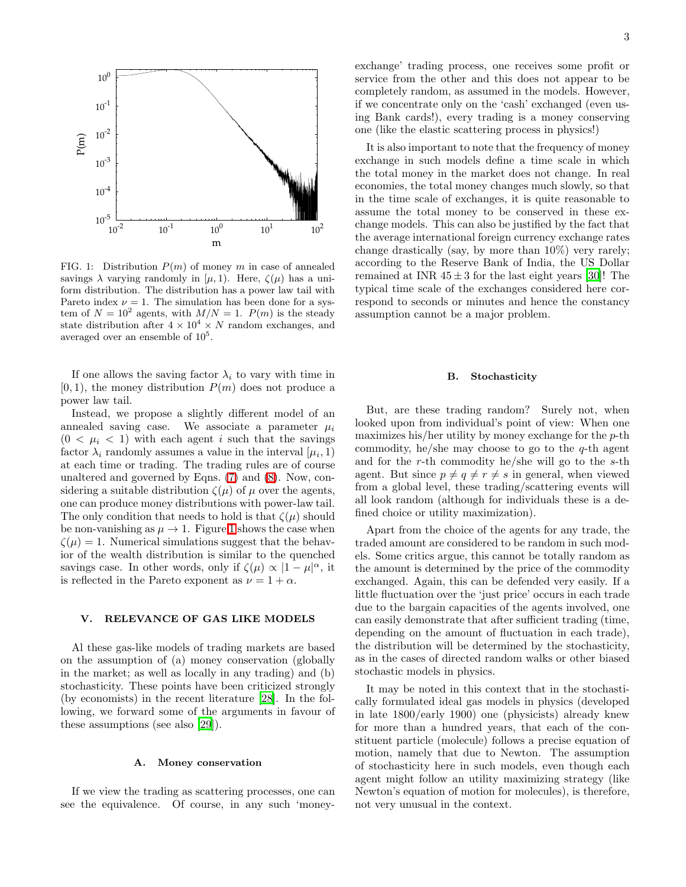FIG. 1: Distribution $P(m)$ of money $m$ in case of annealed savings $\lambda$ varying randomly in $[\mu, 1)$. Here, $\zeta(\mu)$ has a uniform distribution. The distribution has a power law tail with Pareto index $\nu = 1$. The simulation has been done for a system of $N = 10^2$ agents, with $M/N = 1$. $P(m)$ is the steady state distribution after $4 \times 10^4 \times N$ random exchanges, and averaged over an ensemble of $10^5$.

If one allows the saving factor $\lambda_i$ to vary with time in $[0, 1)$, the money distribution $P(m)$ does not produce a power law tail.

Instead, we propose a slightly different model of an annealed saving case. We associate a parameter $\mu_i$ ($0 < \mu_i < 1$) with each agent $i$ such that the savings factor $\lambda_i$ randomly assumes a value in the interval $[\mu_i, 1)$ at each time or trading. The trading rules are of course unaltered and governed by Eqns. (7) and (8). Now, considering a suitable distribution $\zeta(\mu)$ of $\mu$ over the agents, one can produce money distributions with power-law tail. The only condition that needs to hold is that $\zeta(\mu)$ should be non-vanishing as $\mu \to 1$. Figure 1 shows the case when $\zeta(\mu) = 1$. Numerical simulations suggest that the behavior of the wealth distribution is similar to the quenched savings case. In other words, only if $\zeta(\mu) \propto |1 - \mu|^{\alpha}$, it is reflected in the Pareto exponent as $\nu = 1 + \alpha$.

## V. RELEVANCE OF GAS LIKE MODELS

Al these gas-like models of trading markets are based on the assumption of (a) money conservation (globally in the market; as well as locally in any trading) and (b) stochasticity. These points have been criticized strongly (by economists) in the recent literature [28]. In the following, we forward some of the arguments in favour of these assumptions (see also [29]).

### A. Money conservation

If we view the trading as scattering processes, one can see the equivalence. Of course, in any such 'money-exchange' trading process, one receives some profit or service from the other and this does not appear to be completely random, as assumed in the models. However, if we concentrate only on the 'cash' exchanged (even using Bank cards!), every trading is a money conserving one (like the elastic scattering process in physics!)

It is also important to note that the frequency of money exchange in such models define a time scale in which the total money in the market does not change. In real economies, the total money changes much slowly, so that in the time scale of exchanges, it is quite reasonable to assume the total money to be conserved in these exchange models. This can also be justified by the fact that the average international foreign currency exchange rates change drastically (say, by more than 10%) very rarely; according to the Reserve Bank of India, the US Dollar remained at INR $45 \pm 3$ for the last eight years [30]! The typical time scale of the exchanges considered here correspond to seconds or minutes and hence the constancy assumption cannot be a major problem.

### B. Stochasticity

But, are these trading random? Surely not, when looked upon from individual's point of view: When one maximizes his/her utility by money exchange for the $p$-th commodity, he/she may choose to go to the $q$-th agent and for the $r$-th commodity he/she will go to the $s$-th agent. But since $p \neq q \neq r \neq s$ in general, when viewed from a global level, these trading/scattering events will all look random (although for individuals these is a defined choice or utility maximization).

Apart from the choice of the agents for any trade, the traded amount are considered to be random in such models. Some critics argue, this cannot be totally random as the amount is determined by the price of the commodity exchanged. Again, this can be defended very easily. If a little fluctuation over the 'just price' occurs in each trade due to the bargain capacities of the agents involved, one can easily demonstrate that after sufficient trading (time, depending on the amount of fluctuation in each trade), the distribution will be determined by the stochasticity, as in the cases of directed random walks or other biased stochastic models in physics.

It may be noted in this context that in the stochastically formulated ideal gas models in physics (developed in late 1800/early 1900) one (physicists) already knew for more than a hundred years, that each of the constituent particle (molecule) follows a precise equation of motion, namely that due to Newton. The assumption of stochasticity here in such models, even though each agent might follow an utility maximizing strategy (like Newton's equation of motion for molecules), is therefore, not very unusual in the context.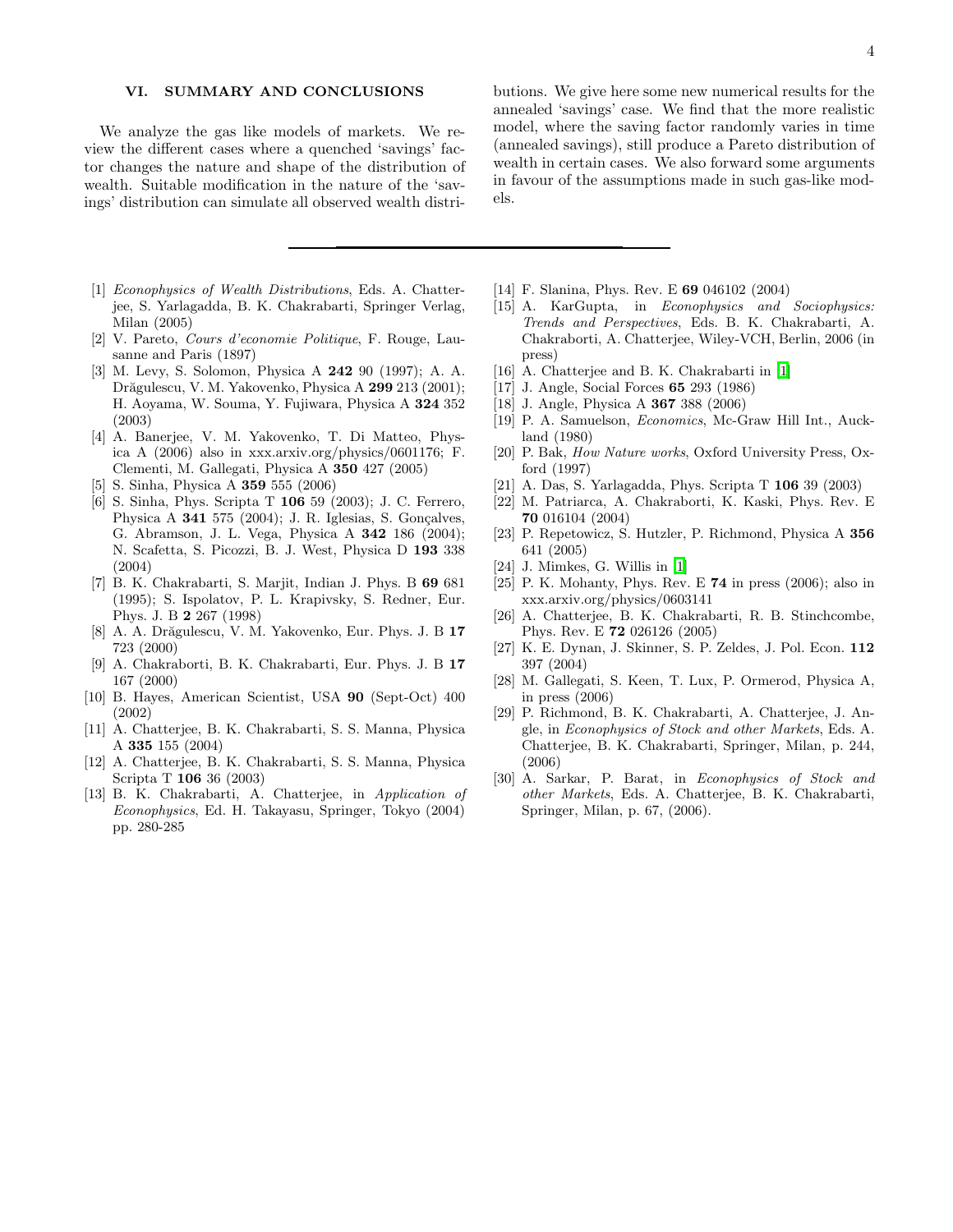## VI. SUMMARY AND CONCLUSIONS

We analyze the gas like models of markets. We review the different cases where a quenched 'savings' factor changes the nature and shape of the distribution of wealth. Suitable modification in the nature of the 'savings' distribution can simulate all observed wealth distributions. We give here some new numerical results for the annealed 'savings' case. We find that the more realistic model, where the saving factor randomly varies in time (annealed savings), still produce a Pareto distribution of wealth in certain cases. We also forward some arguments in favour of the assumptions made in such gas-like models.

---

[1] *Econophysics of Wealth Distributions*, Eds. A. Chatterjee, S. Yarlagadda, B. K. Chakrabarti, Springer Verlag, Milan (2005)

[2] V. Pareto, *Cours d'economie Politique*, F. Rouge, Lausanne and Paris (1897)

[3] M. Levy, S. Solomon, Physica A **242** 90 (1997); A. A. Drăgulescu, V. M. Yakovenko, Physica A **299** 213 (2001); H. Aoyama, W. Souma, Y. Fujiwara, Physica A **324** 352 (2003)

[4] A. Banerjee, V. M. Yakovenko, T. Di Matteo, Physica A (2006) also in xxx.arxiv.org/physics/0601176; F. Clementi, M. Gallegati, Physica A **350** 427 (2005)

[5] S. Sinha, Physica A **359** 555 (2006)

[6] S. Sinha, Phys. Scripta T **106** 59 (2003); J. C. Ferrero, Physica A **341** 575 (2004); J. R. Iglesias, S. Gonçalves, G. Abramson, J. L. Vega, Physica A **342** 186 (2004); N. Scafetta, S. Picozzi, B. J. West, Physica D **193** 338 (2004)

[7] B. K. Chakrabarti, S. Marjit, Indian J. Phys. B **69** 681 (1995); S. Ispolatov, P. L. Krapivsky, S. Redner, Eur. Phys. J. B **2** 267 (1998)

[8] A. A. Drăgulescu, V. M. Yakovenko, Eur. Phys. J. B **17** 723 (2000)

[9] A. Chakraborti, B. K. Chakrabarti, Eur. Phys. J. B **17** 167 (2000)

[10] B. Hayes, American Scientist, USA **90** (Sept-Oct) 400 (2002)

[11] A. Chatterjee, B. K. Chakrabarti, S. S. Manna, Physica A **335** 155 (2004)

[12] A. Chatterjee, B. K. Chakrabarti, S. S. Manna, Physica Scripta T **106** 36 (2003)

[13] B. K. Chakrabarti, A. Chatterjee, in *Application of Econophysics*, Ed. H. Takayasu, Springer, Tokyo (2004) pp. 280-285

[14] F. Slanina, Phys. Rev. E **69** 046102 (2004)

[15] A. KarGupta, in *Econophysics and Sociophysics: Trends and Perspectives*, Eds. B. K. Chakrabarti, A. Chakraborti, A. Chatterjee, Wiley-VCH, Berlin, 2006 (in press)

[16] A. Chatterjee and B. K. Chakrabarti in [1]

[17] J. Angle, Social Forces **65** 293 (1986)

[18] J. Angle, Physica A **367** 388 (2006)

[19] P. A. Samuelson, *Economics*, Mc-Graw Hill Int., Auckland (1980)

[20] P. Bak, *How Nature works*, Oxford University Press, Oxford (1997)

[21] A. Das, S. Yarlagadda, Phys. Scripta T **106** 39 (2003)

[22] M. Patriarca, A. Chakraborti, K. Kaski, Phys. Rev. E **70** 016104 (2004)

[23] P. Repetowicz, S. Hutzler, P. Richmond, Physica A **356** 641 (2005)

[24] J. Mimkes, G. Willis in [1]

[25] P. K. Mohanty, Phys. Rev. E **74** in press (2006); also in xxx.arxiv.org/physics/0603141

[26] A. Chatterjee, B. K. Chakrabarti, R. B. Stinchcombe, Phys. Rev. E **72** 026126 (2005)

[27] K. E. Dynan, J. Skinner, S. P. Zeldes, J. Pol. Econ. **112** 397 (2004)

[28] M. Gallegati, S. Keen, T. Lux, P. Ormerod, Physica A, in press (2006)

[29] P. Richmond, B. K. Chakrabarti, A. Chatterjee, J. Angle, in *Econophysics of Stock and other Markets*, Eds. A. Chatterjee, B. K. Chakrabarti, Springer, Milan, p. 244, (2006)

[30] A. Sarkar, P. Barat, in *Econophysics of Stock and other Markets*, Eds. A. Chatterjee, B. K. Chakrabarti, Springer, Milan, p. 67, (2006).